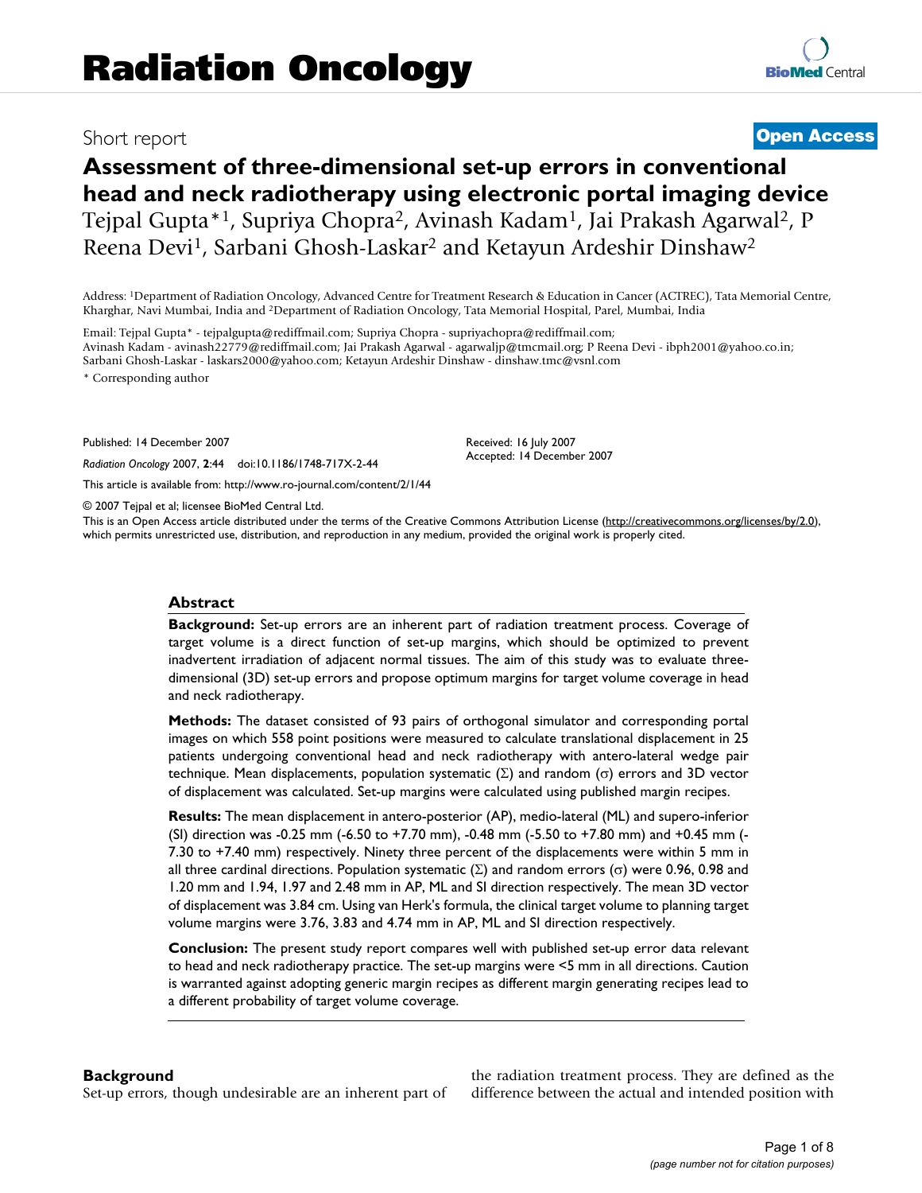# Radiation Oncology

Short report

**Open Access**

# Assessment of three-dimensional set-up errors in conventional head and neck radiotherapy using electronic portal imaging device

Tejpal Gupta*[1], Supriya Chopra[2], Avinash Kadam[1], Jai Prakash Agarwal[2], P Reena Devi[1], Sarbani Ghosh-Laskar[2] and Ketayun Ardeshir Dinshaw[2]

Address: [1]Department of Radiation Oncology, Advanced Centre for Treatment Research & Education in Cancer (ACTREC), Tata Memorial Centre, Kharghar, Navi Mumbai, India and [2]Department of Radiation Oncology, Tata Memorial Hospital, Parel, Mumbai, India

Email: Tejpal Gupta* - tejpalgupta@rediffmail.com; Supriya Chopra - supriyachopra@rediffmail.com; Avinash Kadam - avinash22779@rediffmail.com; Jai Prakash Agarwal - agarwaljp@tmcmail.org; P Reena Devi - ibph2001@yahoo.co.in; Sarbani Ghosh-Laskar - laskars2000@yahoo.com; Ketayun Ardeshir Dinshaw - dinshaw.tmc@vsnl.com

\* Corresponding author

Published: 14 December 2007

*Radiation Oncology* 2007, **2**:44 doi:10.1186/1748-717X-2-44

Received: 16 July 2007

Accepted: 14 December 2007

This article is available from: http://www.ro-journal.com/content/2/1/44

© 2007 Tejpal et al; licensee BioMed Central Ltd.

This is an Open Access article distributed under the terms of the Creative Commons Attribution License (http://creativecommons.org/licenses/by/2.0), which permits unrestricted use, distribution, and reproduction in any medium, provided the original work is properly cited.

## Abstract

**Background:** Set-up errors are an inherent part of radiation treatment process. Coverage of target volume is a direct function of set-up margins, which should be optimized to prevent inadvertent irradiation of adjacent normal tissues. The aim of this study was to evaluate three-dimensional (3D) set-up errors and propose optimum margins for target volume coverage in head and neck radiotherapy.

**Methods:** The dataset consisted of 93 pairs of orthogonal simulator and corresponding portal images on which 558 point positions were measured to calculate translational displacement in 25 patients undergoing conventional head and neck radiotherapy with antero-lateral wedge pair technique. Mean displacements, population systematic ($\Sigma$) and random ($\sigma$) errors and 3D vector of displacement was calculated. Set-up margins were calculated using published margin recipes.

**Results:** The mean displacement in antero-posterior (AP), medio-lateral (ML) and supero-inferior (SI) direction was -0.25 mm (-6.50 to +7.70 mm), -0.48 mm (-5.50 to +7.80 mm) and +0.45 mm (-7.30 to +7.40 mm) respectively. Ninety three percent of the displacements were within 5 mm in all three cardinal directions. Population systematic ($\Sigma$) and random errors ($\sigma$) were 0.96, 0.98 and 1.20 mm and 1.94, 1.97 and 2.48 mm in AP, ML and SI direction respectively. The mean 3D vector of displacement was 3.84 cm. Using van Herk's formula, the clinical target volume to planning target volume margins were 3.76, 3.83 and 4.74 mm in AP, ML and SI direction respectively.

**Conclusion:** The present study report compares well with published set-up error data relevant to head and neck radiotherapy practice. The set-up margins were <5 mm in all directions. Caution is warranted against adopting generic margin recipes as different margin generating recipes lead to a different probability of target volume coverage.

## Background

Set-up errors, though undesirable are an inherent part of the radiation treatment process. They are defined as the difference between the actual and intended position with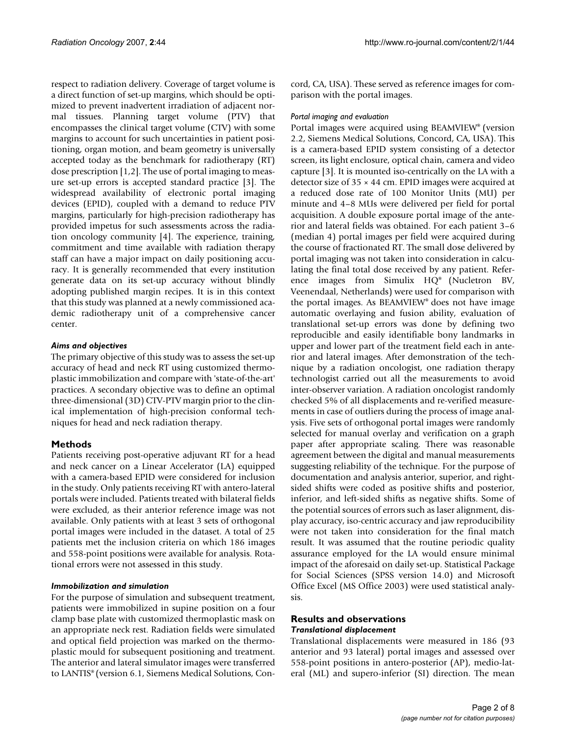respect to radiation delivery. Coverage of target volume is a direct function of set-up margins, which should be optimized to prevent inadvertent irradiation of adjacent normal tissues. Planning target volume (PTV) that encompasses the clinical target volume (CTV) with some margins to account for such uncertainties in patient positioning, organ motion, and beam geometry is universally accepted today as the benchmark for radiotherapy (RT) dose prescription [1,2]. The use of portal imaging to measure set-up errors is accepted standard practice [3]. The widespread availability of electronic portal imaging devices (EPID), coupled with a demand to reduce PTV margins, particularly for high-precision radiotherapy has provided impetus for such assessments across the radiation oncology community [4]. The experience, training, commitment and time available with radiation therapy staff can have a major impact on daily positioning accuracy. It is generally recommended that every institution generate data on its set-up accuracy without blindly adopting published margin recipes. It is in this context that this study was planned at a newly commissioned academic radiotherapy unit of a comprehensive cancer center.

### *Aims and objectives*

The primary objective of this study was to assess the set-up accuracy of head and neck RT using customized thermoplastic immobilization and compare with 'state-of-the-art' practices. A secondary objective was to define an optimal three-dimensional (3D) CTV-PTV margin prior to the clinical implementation of high-precision conformal techniques for head and neck radiation therapy.

## Methods

Patients receiving post-operative adjuvant RT for a head and neck cancer on a Linear Accelerator (LA) equipped with a camera-based EPID were considered for inclusion in the study. Only patients receiving RT with antero-lateral portals were included. Patients treated with bilateral fields were excluded, as their anterior reference image was not available. Only patients with at least 3 sets of orthogonal portal images were included in the dataset. A total of 25 patients met the inclusion criteria on which 186 images and 558-point positions were available for analysis. Rotational errors were not assessed in this study.

### *Immobilization and simulation*

For the purpose of simulation and subsequent treatment, patients were immobilized in supine position on a four clamp base plate with customized thermoplastic mask on an appropriate neck rest. Radiation fields were simulated and optical field projection was marked on the thermoplastic mould for subsequent positioning and treatment. The anterior and lateral simulator images were transferred to LANTIS® (version 6.1, Siemens Medical Solutions, Concord, CA, USA). These served as reference images for comparison with the portal images.

### *Portal imaging and evaluation*

Portal images were acquired using BEAMVIEW® (version 2.2, Siemens Medical Solutions, Concord, CA, USA). This is a camera-based EPID system consisting of a detector screen, its light enclosure, optical chain, camera and video capture [3]. It is mounted iso-centrically on the LA with a detector size of 35 × 44 cm. EPID images were acquired at a reduced dose rate of 100 Monitor Units (MU) per minute and 4–8 MUs were delivered per field for portal acquisition. A double exposure portal image of the anterior and lateral fields was obtained. For each patient 3–6 (median 4) portal images per field were acquired during the course of fractionated RT. The small dose delivered by portal imaging was not taken into consideration in calculating the final total dose received by any patient. Reference images from Simulix HQ® (Nucletron BV, Veenendaal, Netherlands) were used for comparison with the portal images. As BEAMVIEW® does not have image automatic overlaying and fusion ability, evaluation of translational set-up errors was done by defining two reproducible and easily identifiable bony landmarks in upper and lower part of the treatment field each in anterior and lateral images. After demonstration of the technique by a radiation oncologist, one radiation therapy technologist carried out all the measurements to avoid inter-observer variation. A radiation oncologist randomly checked 5% of all displacements and re-verified measurements in case of outliers during the process of image analysis. Five sets of orthogonal portal images were randomly selected for manual overlay and verification on a graph paper after appropriate scaling. There was reasonable agreement between the digital and manual measurements suggesting reliability of the technique. For the purpose of documentation and analysis anterior, superior, and right-sided shifts were coded as positive shifts and posterior, inferior, and left-sided shifts as negative shifts. Some of the potential sources of errors such as laser alignment, display accuracy, iso-centric accuracy and jaw reproducibility were not taken into consideration for the final match result. It was assumed that the routine periodic quality assurance employed for the LA would ensure minimal impact of the aforesaid on daily set-up. Statistical Package for Social Sciences (SPSS version 14.0) and Microsoft Office Excel (MS Office 2003) were used statistical analysis.

## Results and observations

### *Translational displacement*

Translational displacements were measured in 186 (93 anterior and 93 lateral) portal images and assessed over 558-point positions in antero-posterior (AP), medio-lateral (ML) and supero-inferior (SI) direction. The mean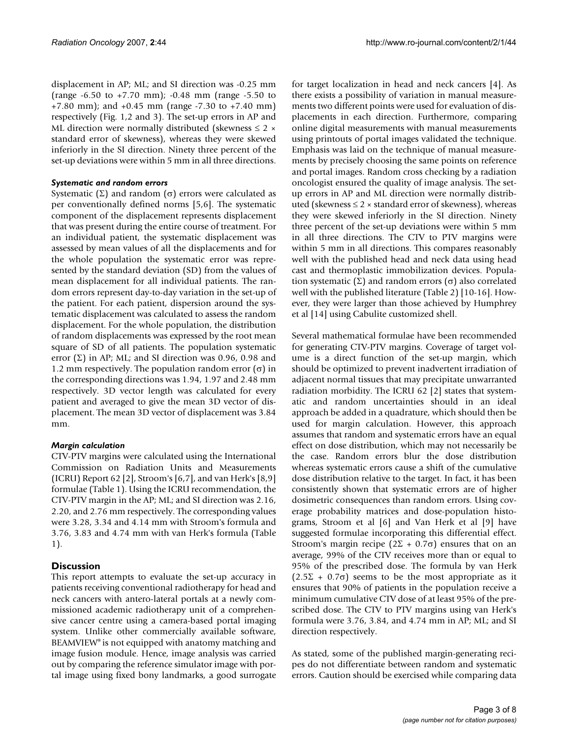displacement in AP; ML; and SI direction was -0.25 mm (range -6.50 to +7.70 mm); -0.48 mm (range -5.50 to +7.80 mm); and +0.45 mm (range -7.30 to +7.40 mm) respectively (Fig. 1,2 and 3). The set-up errors in AP and ML direction were normally distributed (skewness ≤ 2 × standard error of skewness), whereas they were skewed inferiorly in the SI direction. Ninety three percent of the set-up deviations were within 5 mm in all three directions.

### *Systematic and random errors*

Systematic (Σ) and random (σ) errors were calculated as per conventionally defined norms [5,6]. The systematic component of the displacement represents displacement that was present during the entire course of treatment. For an individual patient, the systematic displacement was assessed by mean values of all the displacements and for the whole population the systematic error was represented by the standard deviation (SD) from the values of mean displacement for all individual patients. The random errors represent day-to-day variation in the set-up of the patient. For each patient, dispersion around the systematic displacement was calculated to assess the random displacement. For the whole population, the distribution of random displacements was expressed by the root mean square of SD of all patients. The population systematic error (Σ) in AP; ML; and SI direction was 0.96, 0.98 and 1.2 mm respectively. The population random error (σ) in the corresponding directions was 1.94, 1.97 and 2.48 mm respectively. 3D vector length was calculated for every patient and averaged to give the mean 3D vector of displacement. The mean 3D vector of displacement was 3.84 mm.

### *Margin calculation*

CTV-PTV margins were calculated using the International Commission on Radiation Units and Measurements (ICRU) Report 62 [2], Stroom's [6,7], and van Herk's [8,9] formulae (Table 1). Using the ICRU recommendation, the CTV-PTV margin in the AP; ML; and SI direction was 2.16, 2.20, and 2.76 mm respectively. The corresponding values were 3.28, 3.34 and 4.14 mm with Stroom's formula and 3.76, 3.83 and 4.74 mm with van Herk's formula (Table 1).

## Discussion

This report attempts to evaluate the set-up accuracy in patients receiving conventional radiotherapy for head and neck cancers with antero-lateral portals at a newly commissioned academic radiotherapy unit of a comprehensive cancer centre using a camera-based portal imaging system. Unlike other commercially available software, BEAMVIEW® is not equipped with anatomy matching and image fusion module. Hence, image analysis was carried out by comparing the reference simulator image with portal image using fixed bony landmarks, a good surrogate for target localization in head and neck cancers [4]. As there exists a possibility of variation in manual measurements two different points were used for evaluation of displacements in each direction. Furthermore, comparing online digital measurements with manual measurements using printouts of portal images validated the technique. Emphasis was laid on the technique of manual measurements by precisely choosing the same points on reference and portal images. Random cross checking by a radiation oncologist ensured the quality of image analysis. The set-up errors in AP and ML direction were normally distributed (skewness ≤ 2 × standard error of skewness), whereas they were skewed inferiorly in the SI direction. Ninety three percent of the set-up deviations were within 5 mm in all three directions. The CTV to PTV margins were within 5 mm in all directions. This compares reasonably well with the published head and neck data using head cast and thermoplastic immobilization devices. Population systematic (Σ) and random errors (σ) also correlated well with the published literature (Table 2) [10-16]. However, they were larger than those achieved by Humphrey et al [14] using Cabulite customized shell.

Several mathematical formulae have been recommended for generating CTV-PTV margins. Coverage of target volume is a direct function of the set-up margin, which should be optimized to prevent inadvertent irradiation of adjacent normal tissues that may precipitate unwarranted radiation morbidity. The ICRU 62 [2] states that systematic and random uncertainties should in an ideal approach be added in a quadrature, which should then be used for margin calculation. However, this approach assumes that random and systematic errors have an equal effect on dose distribution, which may not necessarily be the case. Random errors blur the dose distribution whereas systematic errors cause a shift of the cumulative dose distribution relative to the target. In fact, it has been consistently shown that systematic errors are of higher dosimetric consequences than random errors. Using coverage probability matrices and dose-population histograms, Stroom et al [6] and Van Herk et al [9] have suggested formulae incorporating this differential effect. Stroom's margin recipe ($2\Sigma + 0.7\sigma$) ensures that on an average, 99% of the CTV receives more than or equal to 95% of the prescribed dose. The formula by van Herk ($2.5\Sigma + 0.7\sigma$) seems to be the most appropriate as it ensures that 90% of patients in the population receive a minimum cumulative CTV dose of at least 95% of the prescribed dose. The CTV to PTV margins using van Herk's formula were 3.76, 3.84, and 4.74 mm in AP; ML; and SI direction respectively.

As stated, some of the published margin-generating recipes do not differentiate between random and systematic errors. Caution should be exercised while comparing data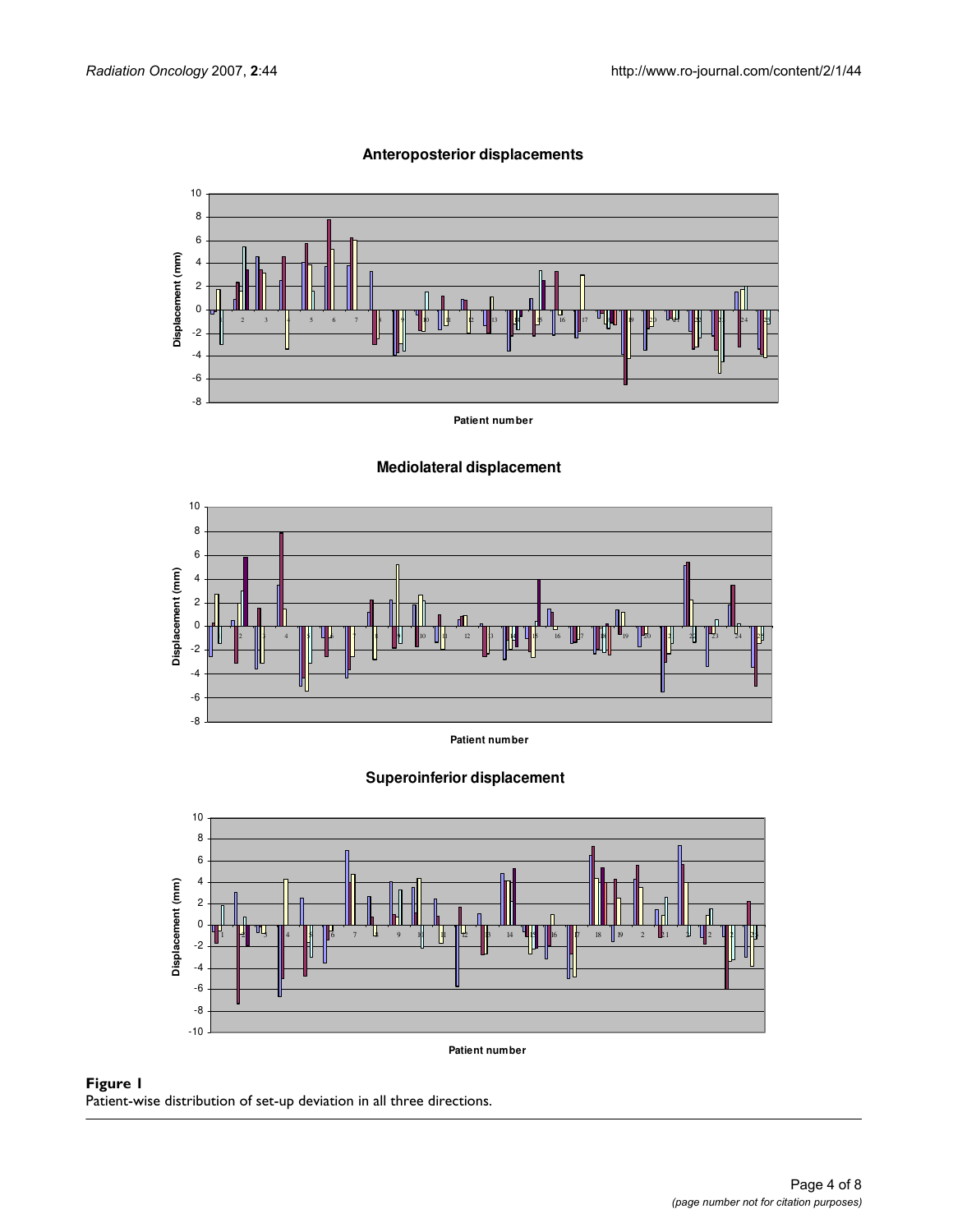**Figure 1**
Patient-wise distribution of set-up deviation in all three directions.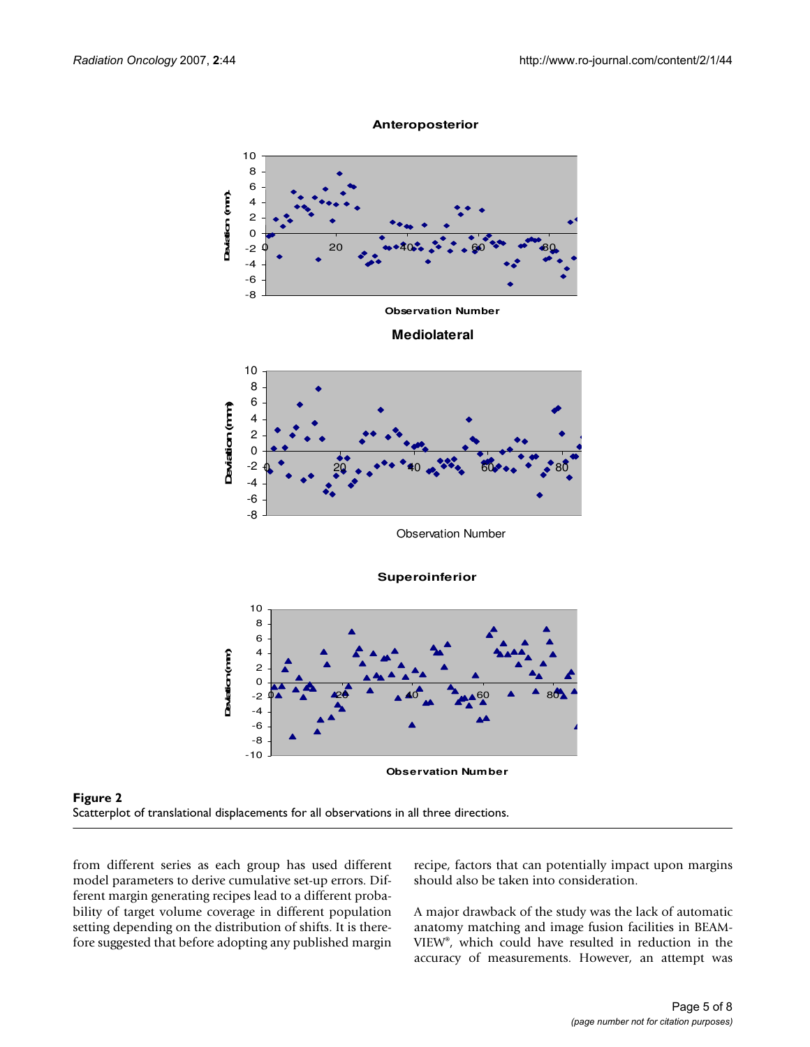**Figure 2**
Scatterplot of translational displacements for all observations in all three directions.

from different series as each group has used different model parameters to derive cumulative set-up errors. Different margin generating recipes lead to a different probability of target volume coverage in different population setting depending on the distribution of shifts. It is therefore suggested that before adopting any published margin recipe, factors that can potentially impact upon margins should also be taken into consideration.

A major drawback of the study was the lack of automatic anatomy matching and image fusion facilities in BEAMVIEW®, which could have resulted in reduction in the accuracy of measurements. However, an attempt was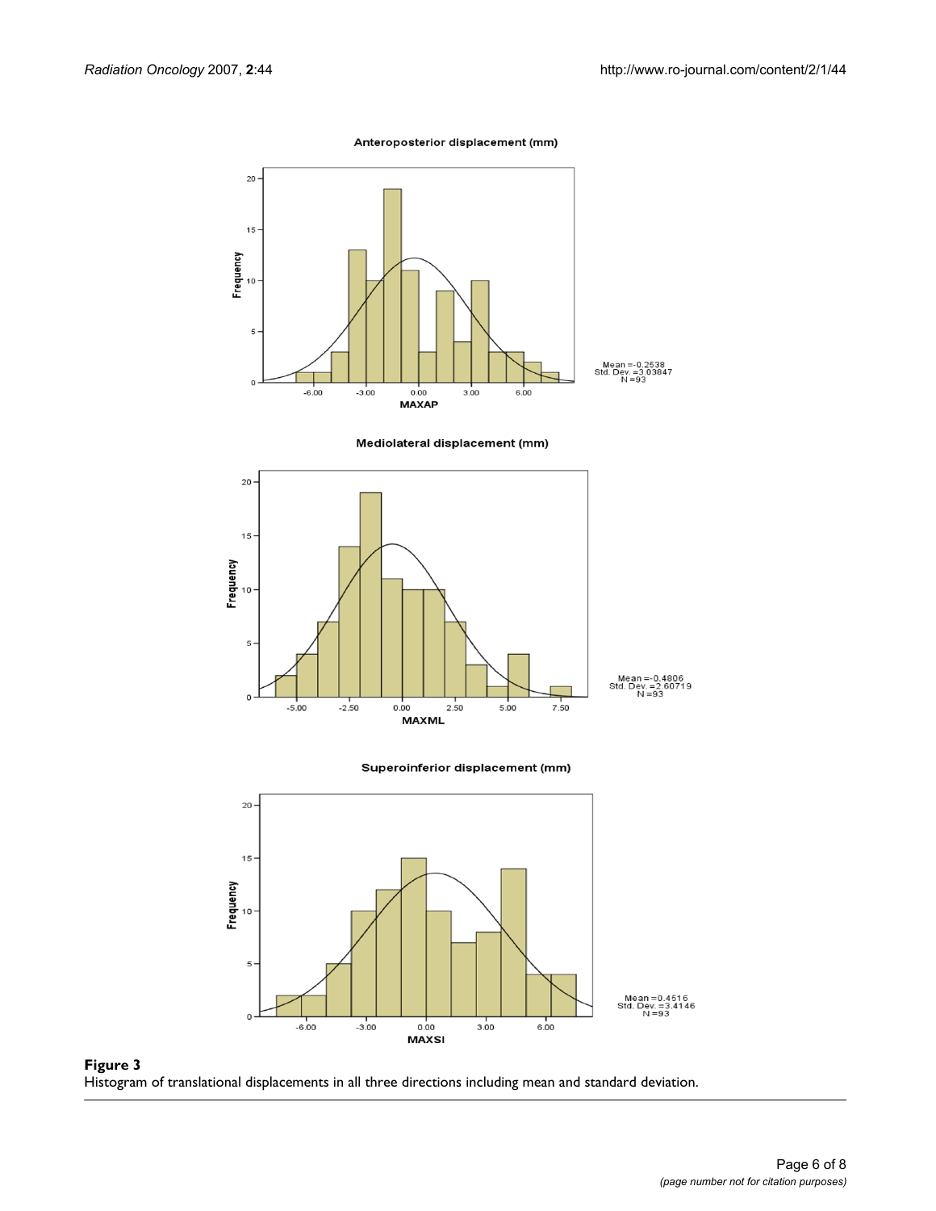**Figure 3**
Histogram of translational displacements in all three directions including mean and standard deviation.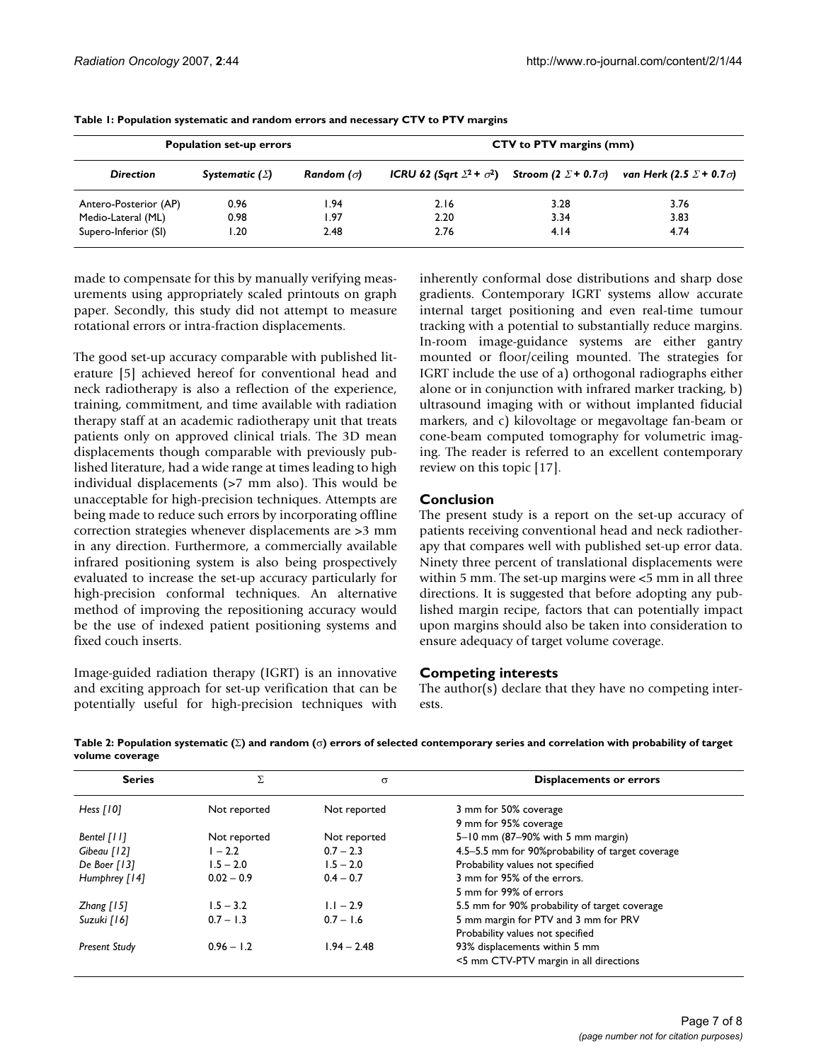**Table 1: Population systematic and random errors and necessary CTV to PTV margins**

| Population set-up errors | | | CTV to PTV margins (mm) | | |
|---|---|---|---|---|---|
| *Direction* | *Systematic ($\Sigma$)* | *Random ($\sigma$)* | *ICRU 62 (Sqrt $\Sigma^2 + \sigma^2$)* | *Stroom (2 $\Sigma$ + 0.7$\sigma$)* | *van Herk (2.5 $\Sigma$ + 0.7$\sigma$)* |
| Antero-Posterior (AP) | 0.96 | 1.94 | 2.16 | 3.28 | 3.76 |
| Medio-Lateral (ML) | 0.98 | 1.97 | 2.20 | 3.34 | 3.83 |
| Supero-Inferior (SI) | 1.20 | 2.48 | 2.76 | 4.14 | 4.74 |

made to compensate for this by manually verifying measurements using appropriately scaled printouts on graph paper. Secondly, this study did not attempt to measure rotational errors or intra-fraction displacements.

The good set-up accuracy comparable with published literature [5] achieved hereof for conventional head and neck radiotherapy is also a reflection of the experience, training, commitment, and time available with radiation therapy staff at an academic radiotherapy unit that treats patients only on approved clinical trials. The 3D mean displacements though comparable with previously published literature, had a wide range at times leading to high individual displacements (>7 mm also). This would be unacceptable for high-precision techniques. Attempts are being made to reduce such errors by incorporating offline correction strategies whenever displacements are >3 mm in any direction. Furthermore, a commercially available infrared positioning system is also being prospectively evaluated to increase the set-up accuracy particularly for high-precision conformal techniques. An alternative method of improving the repositioning accuracy would be the use of indexed patient positioning systems and fixed couch inserts.

Image-guided radiation therapy (IGRT) is an innovative and exciting approach for set-up verification that can be potentially useful for high-precision techniques with inherently conformal dose distributions and sharp dose gradients. Contemporary IGRT systems allow accurate internal target positioning and even real-time tumour tracking with a potential to substantially reduce margins. In-room image-guidance systems are either gantry mounted or floor/ceiling mounted. The strategies for IGRT include the use of a) orthogonal radiographs either alone or in conjunction with infrared marker tracking, b) ultrasound imaging with or without implanted fiducial markers, and c) kilovoltage or megavoltage fan-beam or cone-beam computed tomography for volumetric imaging. The reader is referred to an excellent contemporary review on this topic [17].

## Conclusion

The present study is a report on the set-up accuracy of patients receiving conventional head and neck radiotherapy that compares well with published set-up error data. Ninety three percent of translational displacements were within 5 mm. The set-up margins were <5 mm in all three directions. It is suggested that before adopting any published margin recipe, factors that can potentially impact upon margins should also be taken into consideration to ensure adequacy of target volume coverage.

## Competing interests

The author(s) declare that they have no competing interests.

**Table 2: Population systematic ($\Sigma$) and random ($\sigma$) errors of selected contemporary series and correlation with probability of target volume coverage**

| Series | $\Sigma$ | $\sigma$ | Displacements or errors |
|---|---|---|---|
| *Hess [10]* | Not reported | Not reported | 3 mm for 50% coverage<br>9 mm for 95% coverage |
| *Bentel [11]* | Not reported | Not reported | 5–10 mm (87–90% with 5 mm margin) |
| *Gibeau [12]* | 1 – 2.2 | 0.7 – 2.3 | 4.5–5.5 mm for 90%probability of target coverage |
| *De Boer [13]* | 1.5 – 2.0 | 1.5 – 2.0 | Probability values not specified |
| *Humphrey [14]* | 0.02 – 0.9 | 0.4 – 0.7 | 3 mm for 95% of the errors.<br>5 mm for 99% of errors |
| *Zhang [15]* | 1.5 – 3.2 | 1.1 – 2.9 | 5.5 mm for 90% probability of target coverage |
| *Suzuki [16]* | 0.7 – 1.3 | 0.7 – 1.6 | 5 mm margin for PTV and 3 mm for PRV<br>Probability values not specified |
| *Present Study* | 0.96 – 1.2 | 1.94 – 2.48 | 93% displacements within 5 mm<br><5 mm CTV-PTV margin in all directions |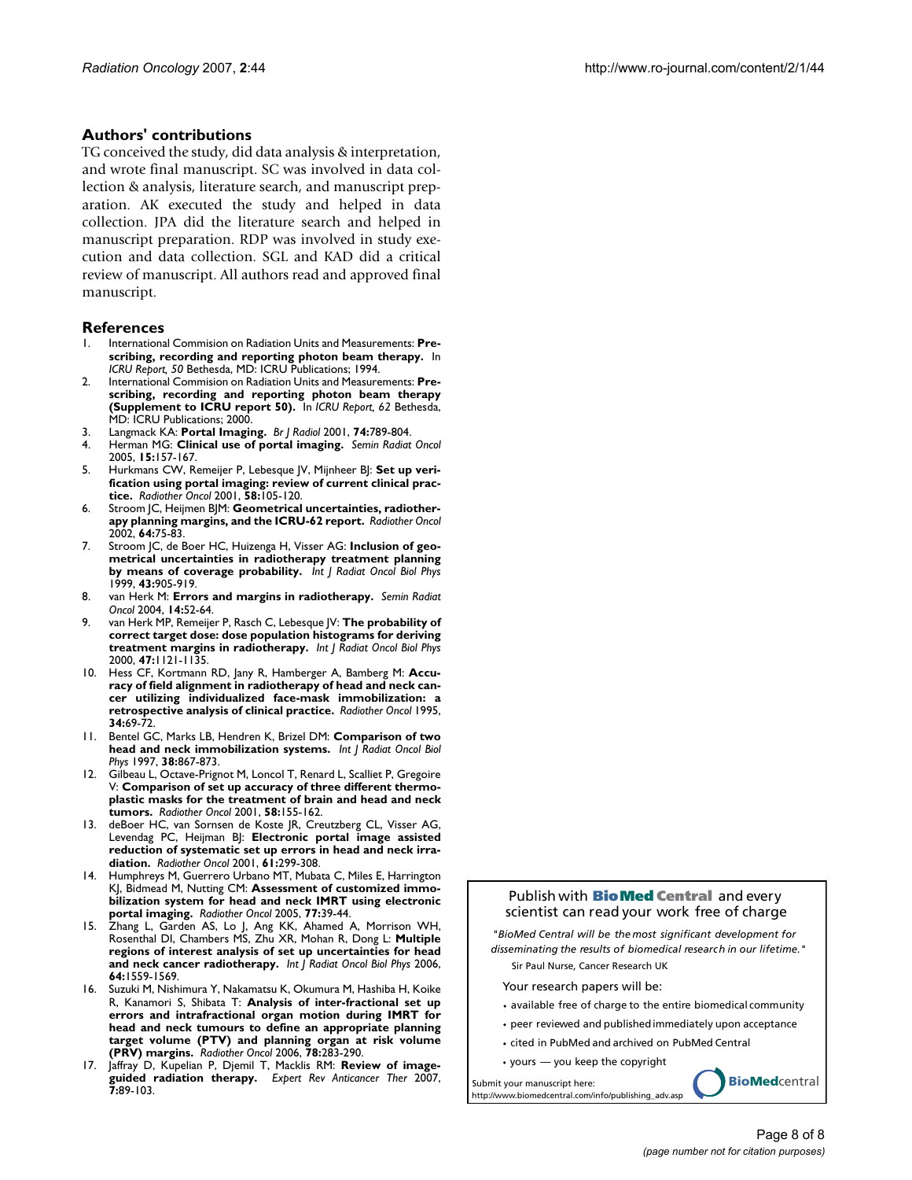## Authors' contributions

TG conceived the study, did data analysis & interpretation, and wrote final manuscript. SC was involved in data collection & analysis, literature search, and manuscript preparation. AK executed the study and helped in data collection. JPA did the literature search and helped in manuscript preparation. RDP was involved in study execution and data collection. SGL and KAD did a critical review of manuscript. All authors read and approved final manuscript.

## References

1. International Commision on Radiation Units and Measurements: **Prescribing, recording and reporting photon beam therapy.** In *ICRU Report, 50* Bethesda, MD: ICRU Publications; 1994.
2. International Commision on Radiation Units and Measurements: **Prescribing, recording and reporting photon beam therapy (Supplement to ICRU report 50).** In *ICRU Report, 62* Bethesda, MD: ICRU Publications; 2000.
3. Langmack KA: **Portal Imaging.** *Br J Radiol* 2001, **74:**789-804.
4. Herman MG: **Clinical use of portal imaging.** *Semin Radiat Oncol* 2005, **15:**157-167.
5. Hurkmans CW, Remeijer P, Lebesque JV, Mijnheer BJ: **Set up verification using portal imaging: review of current clinical practice.** *Radiother Oncol* 2001, **58:**105-120.
6. Stroom JC, Heijmen BJM: **Geometrical uncertainties, radiotherapy planning margins, and the ICRU-62 report.** *Radiother Oncol* 2002, **64:**75-83.
7. Stroom JC, de Boer HC, Huizenga H, Visser AG: **Inclusion of geometrical uncertainties in radiotherapy treatment planning by means of coverage probability.** *Int J Radiat Oncol Biol Phys* 1999, **43:**905-919.
8. van Herk M: **Errors and margins in radiotherapy.** *Semin Radiat Oncol* 2004, **14:**52-64.
9. van Herk MP, Remeijer P, Rasch C, Lebesque JV: **The probability of correct target dose: dose population histograms for deriving treatment margins in radiotherapy.** *Int J Radiat Oncol Biol Phys* 2000, **47:**1121-1135.
10. Hess CF, Kortmann RD, Jany R, Hamberger A, Bamberg M: **Accuracy of field alignment in radiotherapy of head and neck cancer utilizing individualized face-mask immobilization: a retrospective analysis of clinical practice.** *Radiother Oncol* 1995, **34:**69-72.
11. Bentel GC, Marks LB, Hendren K, Brizel DM: **Comparison of two head and neck immobilization systems.** *Int J Radiat Oncol Biol Phys* 1997, **38:**867-873.
12. Gilbeau L, Octave-Prignot M, Loncol T, Renard L, Scalliet P, Gregoire V: **Comparison of set up accuracy of three different thermoplastic masks for the treatment of brain and head and neck tumors.** *Radiother Oncol* 2001, **58:**155-162.
13. deBoer HC, van Sornsen de Koste JR, Creutzberg CL, Visser AG, Levendag PC, Heijman BJ: **Electronic portal image assisted reduction of systematic set up errors in head and neck irradiation.** *Radiother Oncol* 2001, **61:**299-308.
14. Humphreys M, Guerrero Urbano MT, Mubata C, Miles E, Harrington KJ, Bidmead M, Nutting CM: **Assessment of customized immobilization system for head and neck IMRT using electronic portal imaging.** *Radiother Oncol* 2005, **77:**39-44.
15. Zhang L, Garden AS, Lo J, Ang KK, Ahamed A, Morrison WH, Rosenthal DI, Chambers MS, Zhu XR, Mohan R, Dong L: **Multiple regions of interest analysis of set up uncertainties for head and neck cancer radiotherapy.** *Int J Radiat Oncol Biol Phys* 2006, **64:**1559-1569.
16. Suzuki M, Nishimura Y, Nakamatsu K, Okumura M, Hashiba H, Koike R, Kanamori S, Shibata T: **Analysis of inter-fractional set up errors and intrafractional organ motion during IMRT for head and neck tumours to define an appropriate planning target volume (PTV) and planning organ at risk volume (PRV) margins.** *Radiother Oncol* 2006, **78:**283-290.
17. Jaffray D, Kupelian P, Djemil T, Macklis RM: **Review of image-guided radiation therapy.** *Expert Rev Anticancer Ther* 2007, **7:**89-103.

Publish with **BioMed Central** and every scientist can read your work free of charge

*"BioMed Central will be the most significant development for disseminating the results of biomedical research in our lifetime."*

Sir Paul Nurse, Cancer Research UK

Your research papers will be:

- available free of charge to the entire biomedical community
- peer reviewed and published immediately upon acceptance
- cited in PubMed and archived on PubMed Central
- yours — you keep the copyright

Submit your manuscript here:
http://www.biomedcentral.com/info/publishing_adv.asp

BioMedcentral